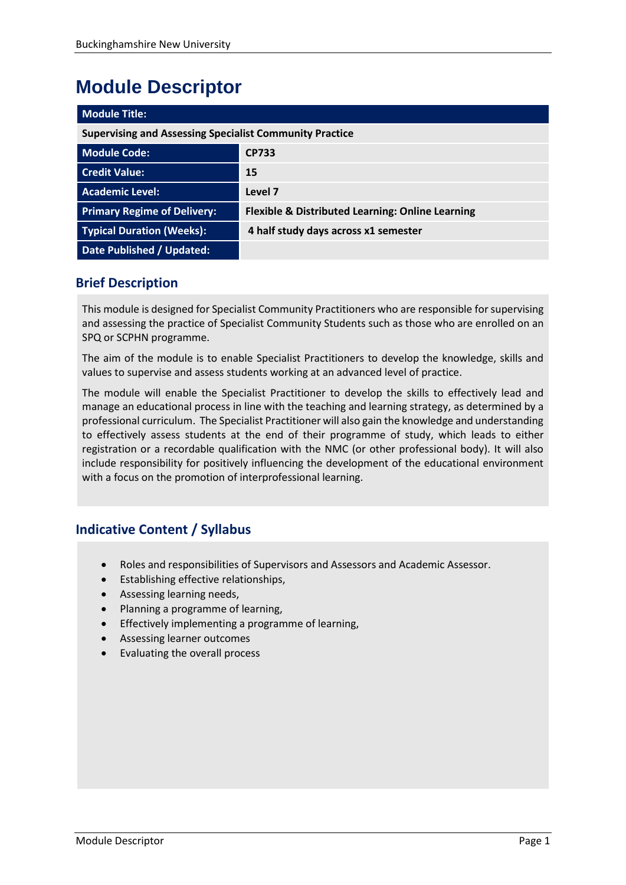# Module Descriptor

| Module Title: | |
|---|---|
| **Supervising and Assessing Specialist Community Practice** | |
| **Module Code:** | **CP733** |
| **Credit Value:** | **15** |
| **Academic Level:** | **Level 7** |
| **Primary Regime of Delivery:** | **Flexible & Distributed Learning: Online Learning** |
| **Typical Duration (Weeks):** | **4 half study days across x1 semester** |
| **Date Published / Updated:** | |

## Brief Description

This module is designed for Specialist Community Practitioners who are responsible for supervising and assessing the practice of Specialist Community Students such as those who are enrolled on an SPQ or SCPHN programme.

The aim of the module is to enable Specialist Practitioners to develop the knowledge, skills and values to supervise and assess students working at an advanced level of practice.

The module will enable the Specialist Practitioner to develop the skills to effectively lead and manage an educational process in line with the teaching and learning strategy, as determined by a professional curriculum. The Specialist Practitioner will also gain the knowledge and understanding to effectively assess students at the end of their programme of study, which leads to either registration or a recordable qualification with the NMC (or other professional body). It will also include responsibility for positively influencing the development of the educational environment with a focus on the promotion of interprofessional learning.

## Indicative Content / Syllabus

- Roles and responsibilities of Supervisors and Assessors and Academic Assessor.
- Establishing effective relationships,
- Assessing learning needs,
- Planning a programme of learning,
- Effectively implementing a programme of learning,
- Assessing learner outcomes
- Evaluating the overall process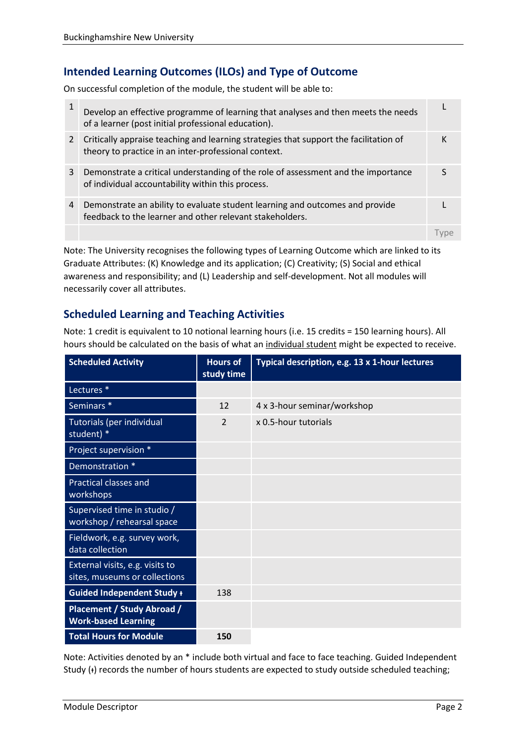## Intended Learning Outcomes (ILOs) and Type of Outcome

On successful completion of the module, the student will be able to:

| | | |
|---|---|---|
| 1 | Develop an effective programme of learning that analyses and then meets the needs of a learner (post initial professional education). | L |
| 2 | Critically appraise teaching and learning strategies that support the facilitation of theory to practice in an inter-professional context. | K |
| 3 | Demonstrate a critical understanding of the role of assessment and the importance of individual accountability within this process. | S |
| 4 | Demonstrate an ability to evaluate student learning and outcomes and provide feedback to the learner and other relevant stakeholders. | L |
| | | Type |

Note: The University recognises the following types of Learning Outcome which are linked to its Graduate Attributes: (K) Knowledge and its application; (C) Creativity; (S) Social and ethical awareness and responsibility; and (L) Leadership and self-development. Not all modules will necessarily cover all attributes.

## Scheduled Learning and Teaching Activities

Note: 1 credit is equivalent to 10 notional learning hours (i.e. 15 credits = 150 learning hours). All hours should be calculated on the basis of what an individual student might be expected to receive.

| Scheduled Activity | Hours of study time | Typical description, e.g. 13 x 1-hour lectures |
|---|---|---|
| Lectures * | | |
| Seminars * | 12 | 4 x 3-hour seminar/workshop |
| Tutorials (per individual student) * | 2 | x 0.5-hour tutorials |
| Project supervision * | | |
| Demonstration * | | |
| Practical classes and workshops | | |
| Supervised time in studio / workshop / rehearsal space | | |
| Fieldwork, e.g. survey work, data collection | | |
| External visits, e.g. visits to sites, museums or collections | | |
| **Guided Independent Study ‡** | 138 | |
| **Placement / Study Abroad / Work-based Learning** | | |
| **Total Hours for Module** | **150** | |

Note: Activities denoted by an * include both virtual and face to face teaching. Guided Independent Study (‡) records the number of hours students are expected to study outside scheduled teaching;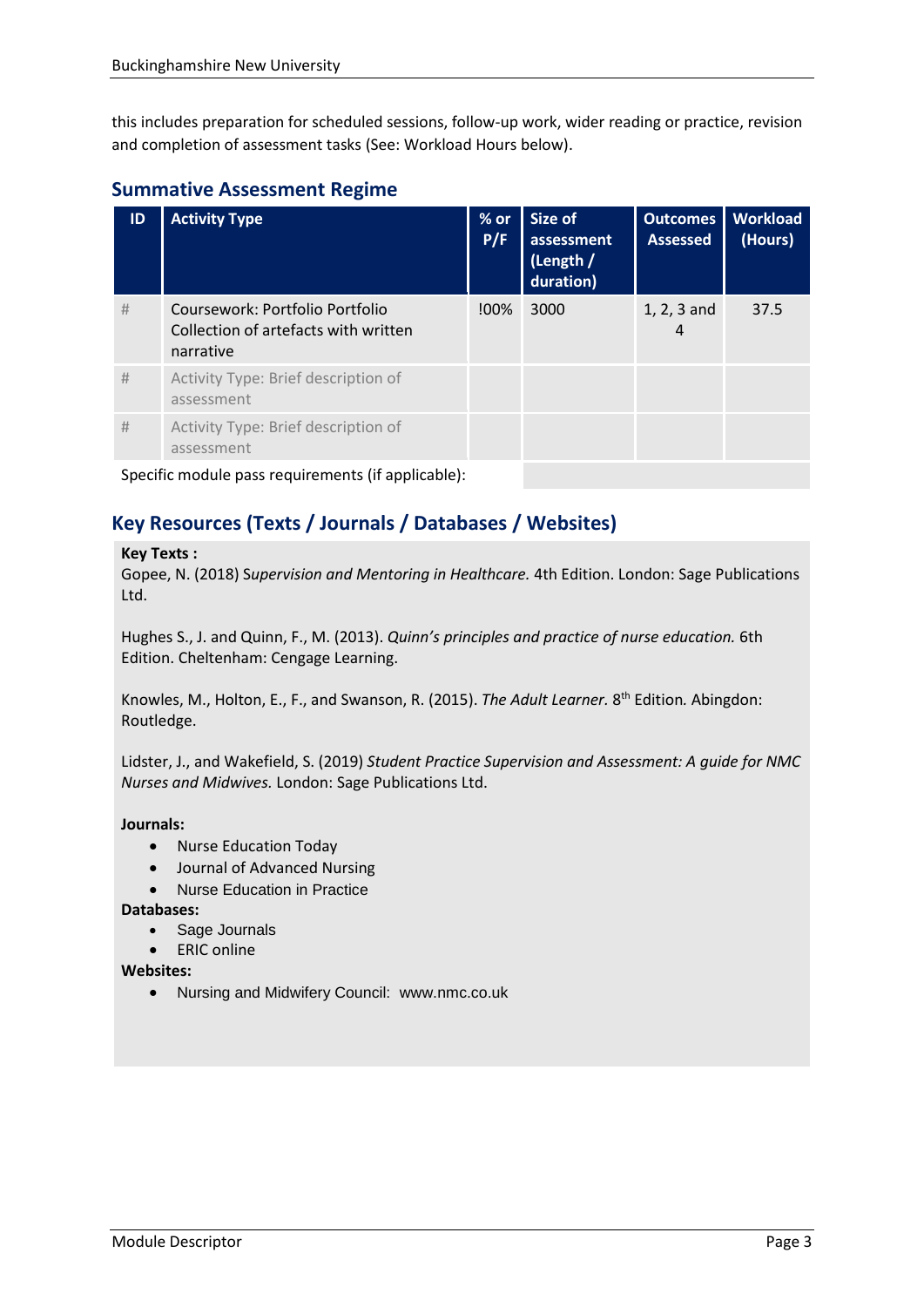this includes preparation for scheduled sessions, follow-up work, wider reading or practice, revision and completion of assessment tasks (See: Workload Hours below).

## Summative Assessment Regime

| ID | Activity Type | % or P/F | Size of assessment (Length / duration) | Outcomes Assessed | Workload (Hours) |
|---|---|---|---|---|---|
| # | Coursework: Portfolio Portfolio Collection of artefacts with written narrative | !00% | 3000 | 1, 2, 3 and 4 | 37.5 |
| # | Activity Type: Brief description of assessment | | | | |
| # | Activity Type: Brief description of assessment | | | | |

Specific module pass requirements (if applicable):

## Key Resources (Texts / Journals / Databases / Websites)

**Key Texts :**

Gopee, N. (2018) S*upervision and Mentoring in Healthcare.* 4th Edition. London: Sage Publications Ltd.

Hughes S., J. and Quinn, F., M. (2013). *Quinn's principles and practice of nurse education.* 6th Edition. Cheltenham: Cengage Learning.

Knowles, M., Holton, E., F., and Swanson, R. (2015). *The Adult Learner.* 8th Edition*.* Abingdon: Routledge.

Lidster, J., and Wakefield, S. (2019) *Student Practice Supervision and Assessment: A guide for NMC Nurses and Midwives.* London: Sage Publications Ltd.

**Journals:**

- Nurse Education Today
- Journal of Advanced Nursing
- Nurse Education in Practice

**Databases:**

- Sage Journals
- ERIC online

**Websites:**

- Nursing and Midwifery Council: www.nmc.co.uk